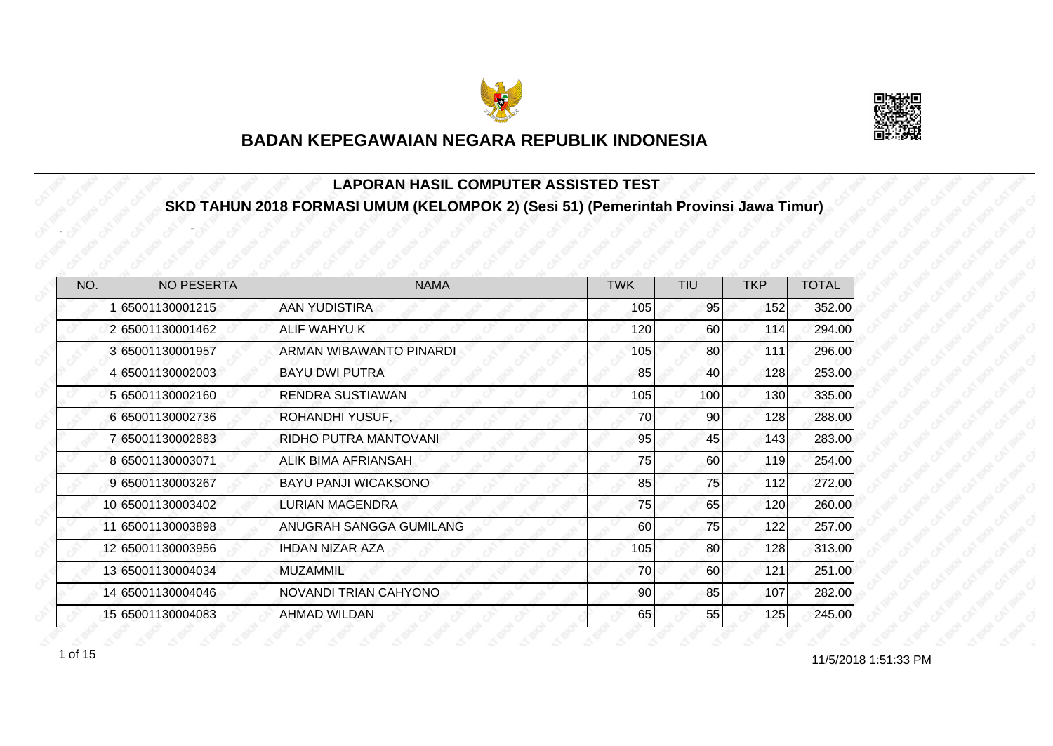# BADAN KEPEGAWAIAN NEGARA REPUBLIK INDONESIA

## LAPORAN HASIL COMPUTER ASSISTED TEST

### SKD TAHUN 2018 FORMASI UMUM (KELOMPOK 2) (Sesi 51) (Pemerintah Provinsi Jawa Timur)

| NO. | NO PESERTA | NAMA | TWK | TIU | TKP | TOTAL |
|---|---|---|---|---|---|---|
| 1 | 65001130001215 | AAN YUDISTIRA | 105 | 95 | 152 | 352.00 |
| 2 | 65001130001462 | ALIF WAHYU K | 120 | 60 | 114 | 294.00 |
| 3 | 65001130001957 | ARMAN WIBAWANTO PINARDI | 105 | 80 | 111 | 296.00 |
| 4 | 65001130002003 | BAYU DWI PUTRA | 85 | 40 | 128 | 253.00 |
| 5 | 65001130002160 | RENDRA SUSTIAWAN | 105 | 100 | 130 | 335.00 |
| 6 | 65001130002736 | ROHANDHI YUSUF, | 70 | 90 | 128 | 288.00 |
| 7 | 65001130002883 | RIDHO PUTRA MANTOVANI | 95 | 45 | 143 | 283.00 |
| 8 | 65001130003071 | ALIK BIMA AFRIANSAH | 75 | 60 | 119 | 254.00 |
| 9 | 65001130003267 | BAYU PANJI WICAKSONO | 85 | 75 | 112 | 272.00 |
| 10 | 65001130003402 | LURIAN MAGENDRA | 75 | 65 | 120 | 260.00 |
| 11 | 65001130003898 | ANUGRAH SANGGA GUMILANG | 60 | 75 | 122 | 257.00 |
| 12 | 65001130003956 | IHDAN NIZAR AZA | 105 | 80 | 128 | 313.00 |
| 13 | 65001130004034 | MUZAMMIL | 70 | 60 | 121 | 251.00 |
| 14 | 65001130004046 | NOVANDI TRIAN CAHYONO | 90 | 85 | 107 | 282.00 |
| 15 | 65001130004083 | AHMAD WILDAN | 65 | 55 | 125 | 245.00 |

11/5/2018 1:51:33 PM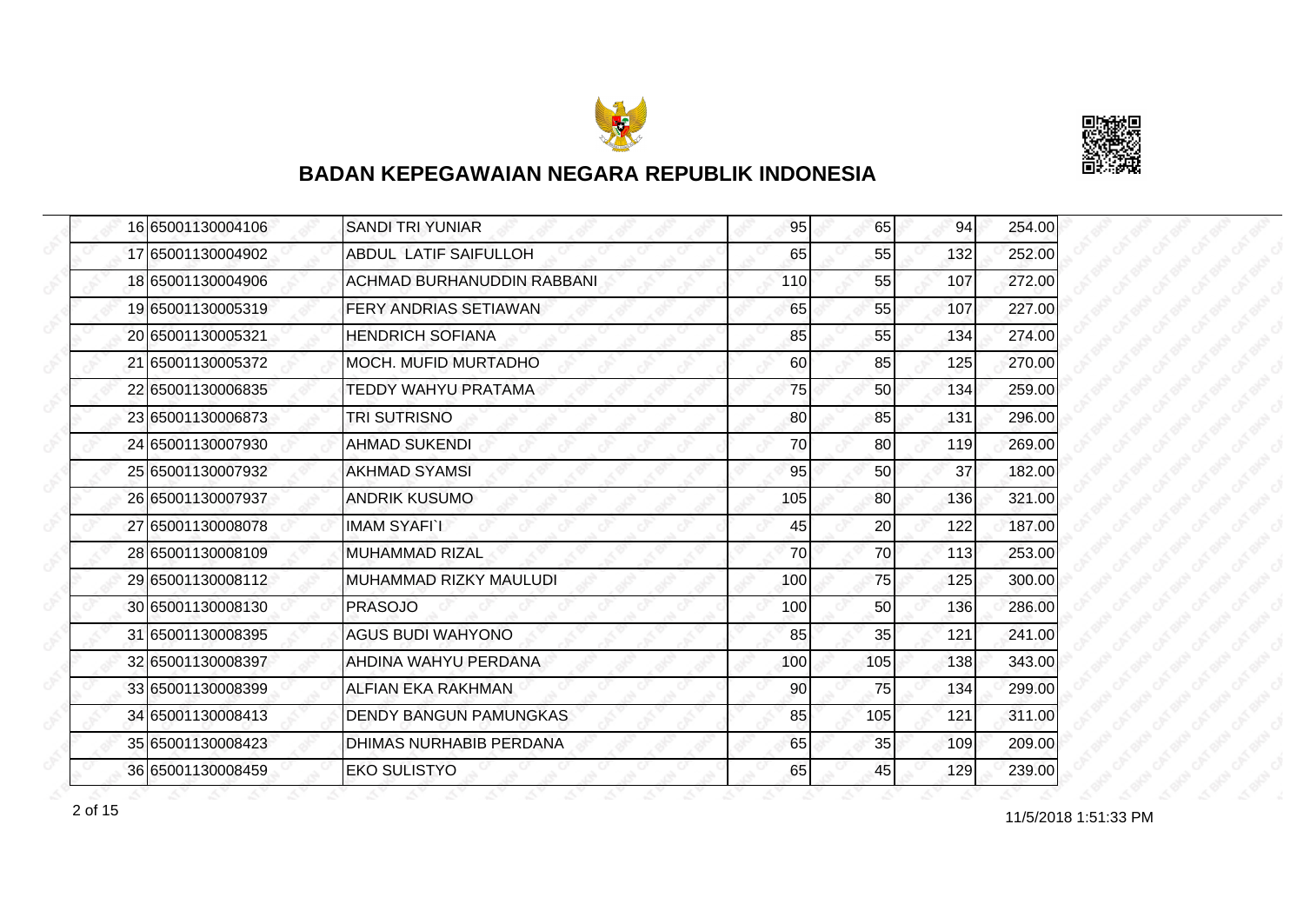# BADAN KEPEGAWAIAN NEGARA REPUBLIK INDONESIA

| | | | | | | |
|---|---|---|---|---|---|---|
| 16 | 65001130004106 | SANDI TRI YUNIAR | 95 | 65 | 94 | 254.00 |
| 17 | 65001130004902 | ABDUL LATIF SAIFULLOH | 65 | 55 | 132 | 252.00 |
| 18 | 65001130004906 | ACHMAD BURHANUDDIN RABBANI | 110 | 55 | 107 | 272.00 |
| 19 | 65001130005319 | FERY ANDRIAS SETIAWAN | 65 | 55 | 107 | 227.00 |
| 20 | 65001130005321 | HENDRICH SOFIANA | 85 | 55 | 134 | 274.00 |
| 21 | 65001130005372 | MOCH. MUFID MURTADHO | 60 | 85 | 125 | 270.00 |
| 22 | 65001130006835 | TEDDY WAHYU PRATAMA | 75 | 50 | 134 | 259.00 |
| 23 | 65001130006873 | TRI SUTRISNO | 80 | 85 | 131 | 296.00 |
| 24 | 65001130007930 | AHMAD SUKENDI | 70 | 80 | 119 | 269.00 |
| 25 | 65001130007932 | AKHMAD SYAMSI | 95 | 50 | 37 | 182.00 |
| 26 | 65001130007937 | ANDRIK KUSUMO | 105 | 80 | 136 | 321.00 |
| 27 | 65001130008078 | IMAM SYAFI`I | 45 | 20 | 122 | 187.00 |
| 28 | 65001130008109 | MUHAMMAD RIZAL | 70 | 70 | 113 | 253.00 |
| 29 | 65001130008112 | MUHAMMAD RIZKY MAULUDI | 100 | 75 | 125 | 300.00 |
| 30 | 65001130008130 | PRASOJO | 100 | 50 | 136 | 286.00 |
| 31 | 65001130008395 | AGUS BUDI WAHYONO | 85 | 35 | 121 | 241.00 |
| 32 | 65001130008397 | AHDINA WAHYU PERDANA | 100 | 105 | 138 | 343.00 |
| 33 | 65001130008399 | ALFIAN EKA RAKHMAN | 90 | 75 | 134 | 299.00 |
| 34 | 65001130008413 | DENDY BANGUN PAMUNGKAS | 85 | 105 | 121 | 311.00 |
| 35 | 65001130008423 | DHIMAS NURHABIB PERDANA | 65 | 35 | 109 | 209.00 |
| 36 | 65001130008459 | EKO SULISTYO | 65 | 45 | 129 | 239.00 |

11/5/2018 1:51:33 PM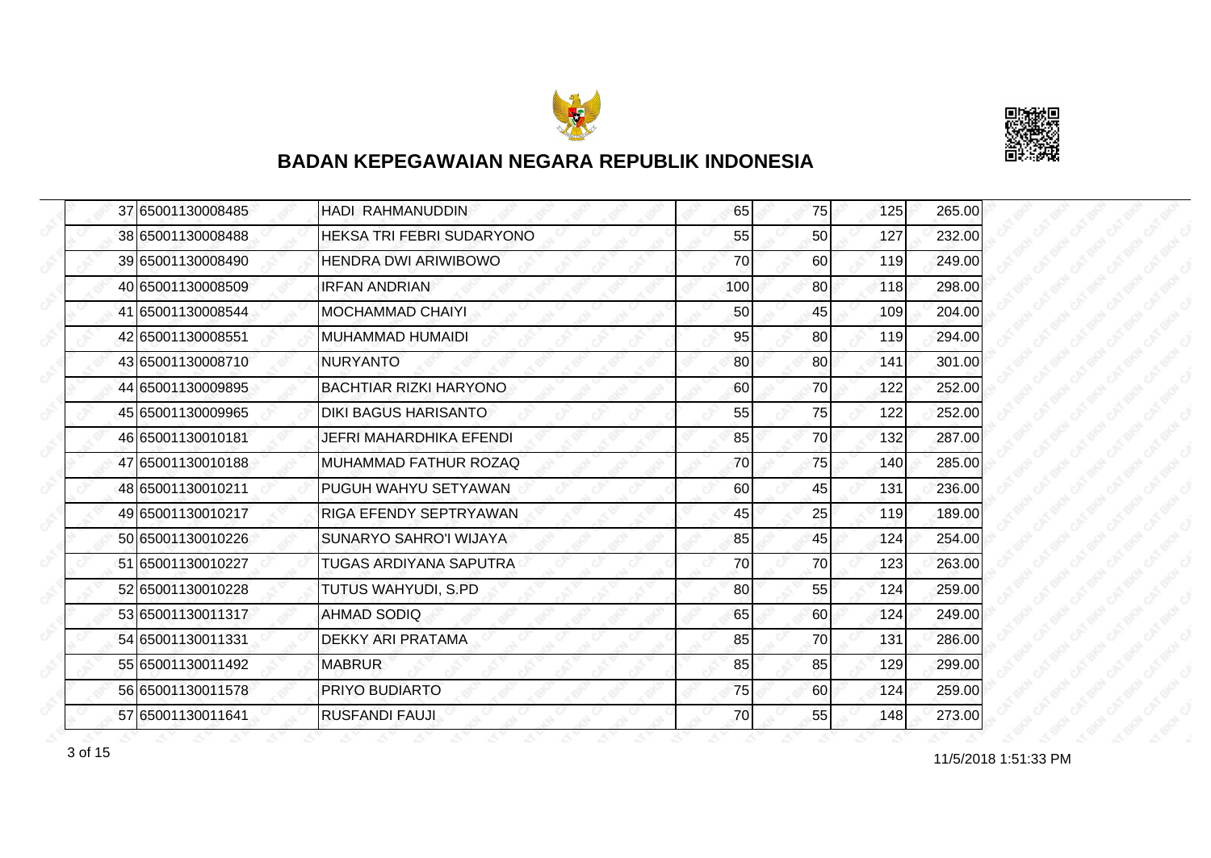## BADAN KEPEGAWAIAN NEGARA REPUBLIK INDONESIA

| | | | | | | |
|---|---|---|---|---|---|---|
| 37 | 65001130008485 | HADI RAHMANUDDIN | 65 | 75 | 125 | 265.00 |
| 38 | 65001130008488 | HEKSA TRI FEBRI SUDARYONO | 55 | 50 | 127 | 232.00 |
| 39 | 65001130008490 | HENDRA DWI ARIWIBOWO | 70 | 60 | 119 | 249.00 |
| 40 | 65001130008509 | IRFAN ANDRIAN | 100 | 80 | 118 | 298.00 |
| 41 | 65001130008544 | MOCHAMMAD CHAIYI | 50 | 45 | 109 | 204.00 |
| 42 | 65001130008551 | MUHAMMAD HUMAIDI | 95 | 80 | 119 | 294.00 |
| 43 | 65001130008710 | NURYANTO | 80 | 80 | 141 | 301.00 |
| 44 | 65001130009895 | BACHTIAR RIZKI HARYONO | 60 | 70 | 122 | 252.00 |
| 45 | 65001130009965 | DIKI BAGUS HARISANTO | 55 | 75 | 122 | 252.00 |
| 46 | 65001130010181 | JEFRI MAHARDHIKA EFENDI | 85 | 70 | 132 | 287.00 |
| 47 | 65001130010188 | MUHAMMAD FATHUR ROZAQ | 70 | 75 | 140 | 285.00 |
| 48 | 65001130010211 | PUGUH WAHYU SETYAWAN | 60 | 45 | 131 | 236.00 |
| 49 | 65001130010217 | RIGA EFENDY SEPTRYAWAN | 45 | 25 | 119 | 189.00 |
| 50 | 65001130010226 | SUNARYO SAHRO'I WIJAYA | 85 | 45 | 124 | 254.00 |
| 51 | 65001130010227 | TUGAS ARDIYANA SAPUTRA | 70 | 70 | 123 | 263.00 |
| 52 | 65001130010228 | TUTUS WAHYUDI, S.PD | 80 | 55 | 124 | 259.00 |
| 53 | 65001130011317 | AHMAD SODIQ | 65 | 60 | 124 | 249.00 |
| 54 | 65001130011331 | DEKKY ARI PRATAMA | 85 | 70 | 131 | 286.00 |
| 55 | 65001130011492 | MABRUR | 85 | 85 | 129 | 299.00 |
| 56 | 65001130011578 | PRIYO BUDIARTO | 75 | 60 | 124 | 259.00 |
| 57 | 65001130011641 | RUSFANDI FAUJI | 70 | 55 | 148 | 273.00 |

11/5/2018 1:51:33 PM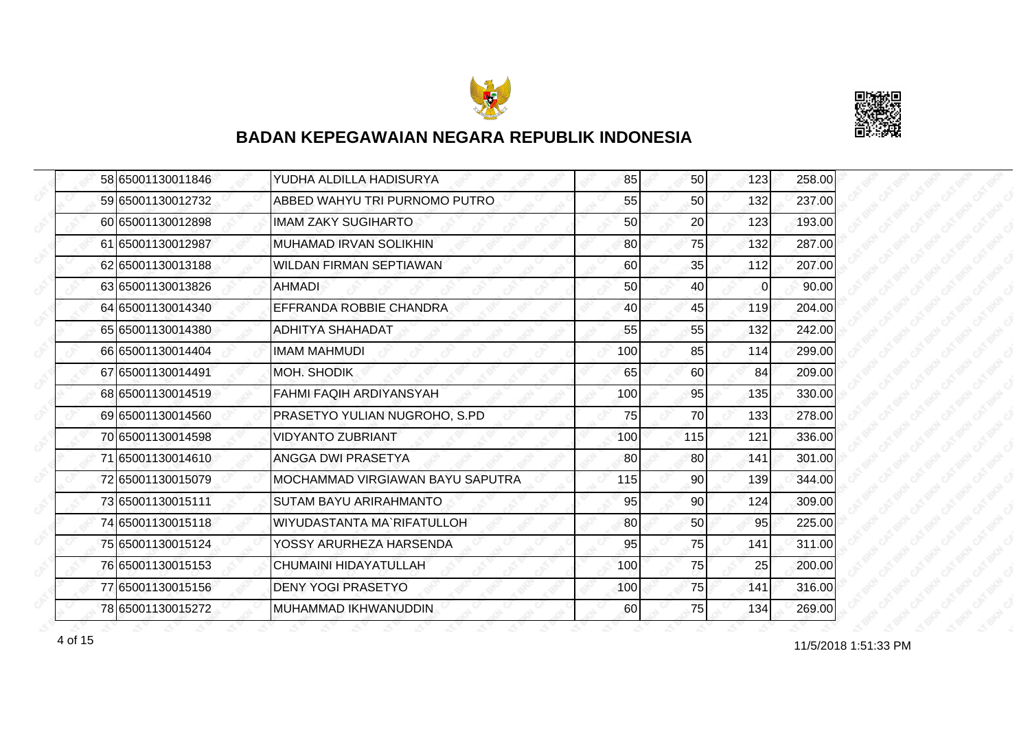## BADAN KEPEGAWAIAN NEGARA REPUBLIK INDONESIA

| | | | | | | |
|---|---|---|---|---|---|---|
| 58 | 65001130011846 | YUDHA ALDILLA HADISURYA | 85 | 50 | 123 | 258.00 |
| 59 | 65001130012732 | ABBED WAHYU TRI PURNOMO PUTRO | 55 | 50 | 132 | 237.00 |
| 60 | 65001130012898 | IMAM ZAKY SUGIHARTO | 50 | 20 | 123 | 193.00 |
| 61 | 65001130012987 | MUHAMAD IRVAN SOLIKHIN | 80 | 75 | 132 | 287.00 |
| 62 | 65001130013188 | WILDAN FIRMAN SEPTIAWAN | 60 | 35 | 112 | 207.00 |
| 63 | 65001130013826 | AHMADI | 50 | 40 | 0 | 90.00 |
| 64 | 65001130014340 | EFFRANDA ROBBIE CHANDRA | 40 | 45 | 119 | 204.00 |
| 65 | 65001130014380 | ADHITYA SHAHADAT | 55 | 55 | 132 | 242.00 |
| 66 | 65001130014404 | IMAM MAHMUDI | 100 | 85 | 114 | 299.00 |
| 67 | 65001130014491 | MOH. SHODIK | 65 | 60 | 84 | 209.00 |
| 68 | 65001130014519 | FAHMI FAQIH ARDIYANSYAH | 100 | 95 | 135 | 330.00 |
| 69 | 65001130014560 | PRASETYO YULIAN NUGROHO, S.PD | 75 | 70 | 133 | 278.00 |
| 70 | 65001130014598 | VIDYANTO ZUBRIANT | 100 | 115 | 121 | 336.00 |
| 71 | 65001130014610 | ANGGA DWI PRASETYA | 80 | 80 | 141 | 301.00 |
| 72 | 65001130015079 | MOCHAMMAD VIRGIAWAN BAYU SAPUTRA | 115 | 90 | 139 | 344.00 |
| 73 | 65001130015111 | SUTAM BAYU ARIRAHMANTO | 95 | 90 | 124 | 309.00 |
| 74 | 65001130015118 | WIYUDASTANTA MA`RIFATULLOH | 80 | 50 | 95 | 225.00 |
| 75 | 65001130015124 | YOSSY ARURHEZA HARSENDA | 95 | 75 | 141 | 311.00 |
| 76 | 65001130015153 | CHUMAINI HIDAYATULLAH | 100 | 75 | 25 | 200.00 |
| 77 | 65001130015156 | DENY YOGI PRASETYO | 100 | 75 | 141 | 316.00 |
| 78 | 65001130015272 | MUHAMMAD IKHWANUDDIN | 60 | 75 | 134 | 269.00 |

11/5/2018 1:51:33 PM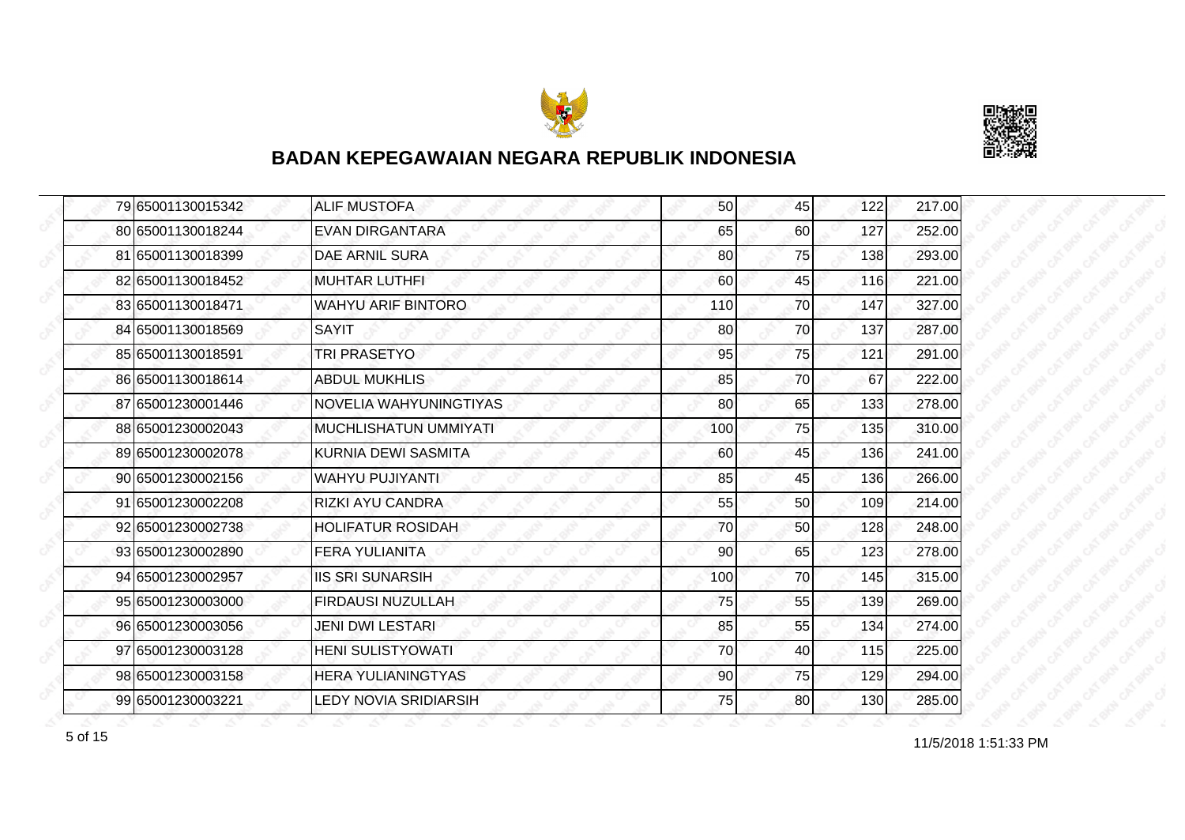## BADAN KEPEGAWAIAN NEGARA REPUBLIK INDONESIA

| | | | | | | |
|---|---|---|---|---|---|---|
| 79 | 65001130015342 | ALIF MUSTOFA | 50 | 45 | 122 | 217.00 |
| 80 | 65001130018244 | EVAN DIRGANTARA | 65 | 60 | 127 | 252.00 |
| 81 | 65001130018399 | DAE ARNIL SURA | 80 | 75 | 138 | 293.00 |
| 82 | 65001130018452 | MUHTAR LUTHFI | 60 | 45 | 116 | 221.00 |
| 83 | 65001130018471 | WAHYU ARIF BINTORO | 110 | 70 | 147 | 327.00 |
| 84 | 65001130018569 | SAYIT | 80 | 70 | 137 | 287.00 |
| 85 | 65001130018591 | TRI PRASETYO | 95 | 75 | 121 | 291.00 |
| 86 | 65001130018614 | ABDUL MUKHLIS | 85 | 70 | 67 | 222.00 |
| 87 | 65001230001446 | NOVELIA WAHYUNINGTIYAS | 80 | 65 | 133 | 278.00 |
| 88 | 65001230002043 | MUCHLISHATUN UMMIYATI | 100 | 75 | 135 | 310.00 |
| 89 | 65001230002078 | KURNIA DEWI SASMITA | 60 | 45 | 136 | 241.00 |
| 90 | 65001230002156 | WAHYU PUJIYANTI | 85 | 45 | 136 | 266.00 |
| 91 | 65001230002208 | RIZKI AYU CANDRA | 55 | 50 | 109 | 214.00 |
| 92 | 65001230002738 | HOLIFATUR ROSIDAH | 70 | 50 | 128 | 248.00 |
| 93 | 65001230002890 | FERA YULIANITA | 90 | 65 | 123 | 278.00 |
| 94 | 65001230002957 | IIS SRI SUNARSIH | 100 | 70 | 145 | 315.00 |
| 95 | 65001230003000 | FIRDAUSI NUZULLAH | 75 | 55 | 139 | 269.00 |
| 96 | 65001230003056 | JENI DWI LESTARI | 85 | 55 | 134 | 274.00 |
| 97 | 65001230003128 | HENI SULISTYOWATI | 70 | 40 | 115 | 225.00 |
| 98 | 65001230003158 | HERA YULIANINGTYAS | 90 | 75 | 129 | 294.00 |
| 99 | 65001230003221 | LEDY NOVIA SRIDIARSIH | 75 | 80 | 130 | 285.00 |

11/5/2018 1:51:33 PM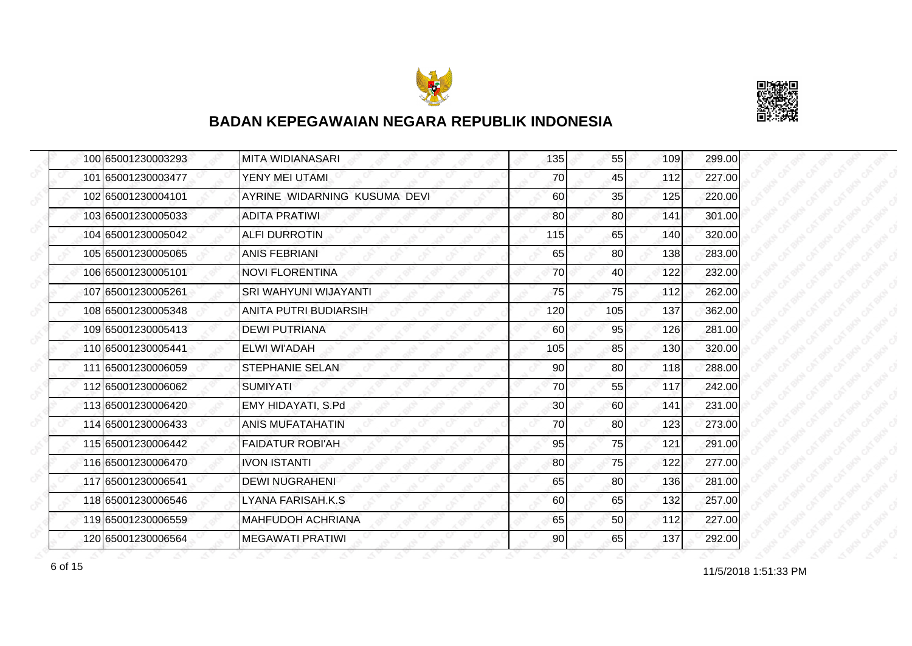## BADAN KEPEGAWAIAN NEGARA REPUBLIK INDONESIA

| | | | | | | |
|---|---|---|---|---|---|---|
| 100 | 65001230003293 | MITA WIDIANASARI | 135 | 55 | 109 | 299.00 |
| 101 | 65001230003477 | YENY MEI UTAMI | 70 | 45 | 112 | 227.00 |
| 102 | 65001230004101 | AYRINE WIDARNING KUSUMA DEVI | 60 | 35 | 125 | 220.00 |
| 103 | 65001230005033 | ADITA PRATIWI | 80 | 80 | 141 | 301.00 |
| 104 | 65001230005042 | ALFI DURROTIN | 115 | 65 | 140 | 320.00 |
| 105 | 65001230005065 | ANIS FEBRIANI | 65 | 80 | 138 | 283.00 |
| 106 | 65001230005101 | NOVI FLORENTINA | 70 | 40 | 122 | 232.00 |
| 107 | 65001230005261 | SRI WAHYUNI WIJAYANTI | 75 | 75 | 112 | 262.00 |
| 108 | 65001230005348 | ANITA PUTRI BUDIARSIH | 120 | 105 | 137 | 362.00 |
| 109 | 65001230005413 | DEWI PUTRIANA | 60 | 95 | 126 | 281.00 |
| 110 | 65001230005441 | ELWI WI'ADAH | 105 | 85 | 130 | 320.00 |
| 111 | 65001230006059 | STEPHANIE SELAN | 90 | 80 | 118 | 288.00 |
| 112 | 65001230006062 | SUMIYATI | 70 | 55 | 117 | 242.00 |
| 113 | 65001230006420 | EMY HIDAYATI, S.Pd | 30 | 60 | 141 | 231.00 |
| 114 | 65001230006433 | ANIS MUFATAHATIN | 70 | 80 | 123 | 273.00 |
| 115 | 65001230006442 | FAIDATUR ROBI'AH | 95 | 75 | 121 | 291.00 |
| 116 | 65001230006470 | IVON ISTANTI | 80 | 75 | 122 | 277.00 |
| 117 | 65001230006541 | DEWI NUGRAHENI | 65 | 80 | 136 | 281.00 |
| 118 | 65001230006546 | LYANA FARISAH.K.S | 60 | 65 | 132 | 257.00 |
| 119 | 65001230006559 | MAHFUDOH ACHRIANA | 65 | 50 | 112 | 227.00 |
| 120 | 65001230006564 | MEGAWATI PRATIWI | 90 | 65 | 137 | 292.00 |

11/5/2018 1:51:33 PM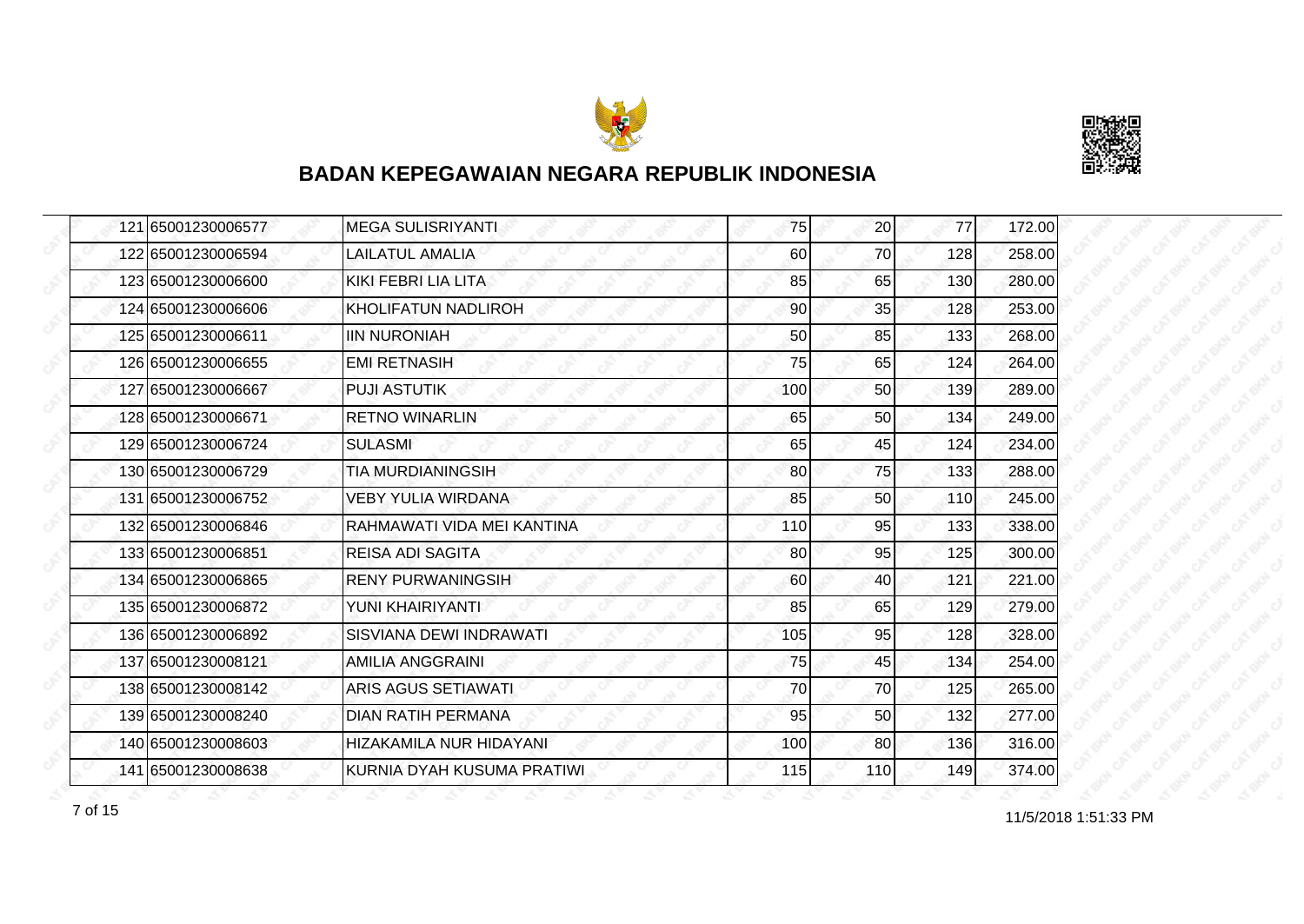## BADAN KEPEGAWAIAN NEGARA REPUBLIK INDONESIA

| | | | | | | |
|---|---|---|---|---|---|---|
| 121 | 65001230006577 | MEGA SULISRIYANTI | 75 | 20 | 77 | 172.00 |
| 122 | 65001230006594 | LAILATUL AMALIA | 60 | 70 | 128 | 258.00 |
| 123 | 65001230006600 | KIKI FEBRI LIA LITA | 85 | 65 | 130 | 280.00 |
| 124 | 65001230006606 | KHOLIFATUN NADLIROH | 90 | 35 | 128 | 253.00 |
| 125 | 65001230006611 | IIN NURONIAH | 50 | 85 | 133 | 268.00 |
| 126 | 65001230006655 | EMI RETNASIH | 75 | 65 | 124 | 264.00 |
| 127 | 65001230006667 | PUJI ASTUTIK | 100 | 50 | 139 | 289.00 |
| 128 | 65001230006671 | RETNO WINARLIN | 65 | 50 | 134 | 249.00 |
| 129 | 65001230006724 | SULASMI | 65 | 45 | 124 | 234.00 |
| 130 | 65001230006729 | TIA MURDIANINGSIH | 80 | 75 | 133 | 288.00 |
| 131 | 65001230006752 | VEBY YULIA WIRDANA | 85 | 50 | 110 | 245.00 |
| 132 | 65001230006846 | RAHMAWATI VIDA MEI KANTINA | 110 | 95 | 133 | 338.00 |
| 133 | 65001230006851 | REISA ADI SAGITA | 80 | 95 | 125 | 300.00 |
| 134 | 65001230006865 | RENY PURWANINGSIH | 60 | 40 | 121 | 221.00 |
| 135 | 65001230006872 | YUNI KHAIRIYANTI | 85 | 65 | 129 | 279.00 |
| 136 | 65001230006892 | SISVIANA DEWI INDRAWATI | 105 | 95 | 128 | 328.00 |
| 137 | 65001230008121 | AMILIA ANGGRAINI | 75 | 45 | 134 | 254.00 |
| 138 | 65001230008142 | ARIS AGUS SETIAWATI | 70 | 70 | 125 | 265.00 |
| 139 | 65001230008240 | DIAN RATIH PERMANA | 95 | 50 | 132 | 277.00 |
| 140 | 65001230008603 | HIZAKAMILA NUR HIDAYANI | 100 | 80 | 136 | 316.00 |
| 141 | 65001230008638 | KURNIA DYAH KUSUMA PRATIWI | 115 | 110 | 149 | 374.00 |

11/5/2018 1:51:33 PM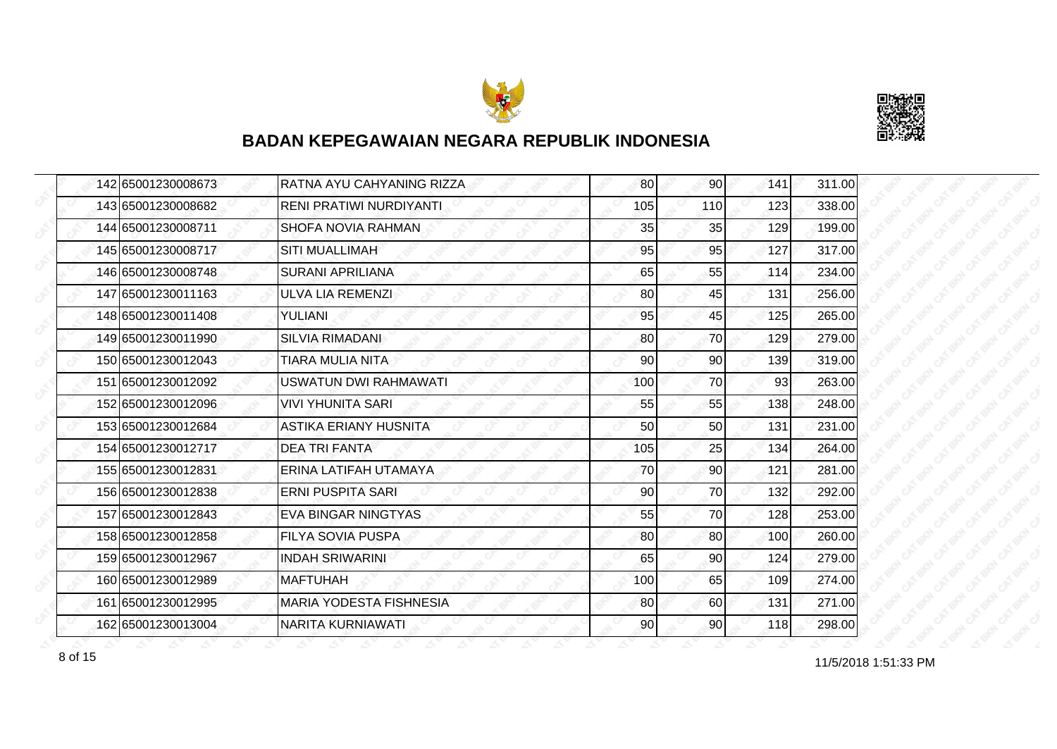## BADAN KEPEGAWAIAN NEGARA REPUBLIK INDONESIA

| | | | | | | |
|---|---|---|---|---|---|---|
| 142 | 65001230008673 | RATNA AYU CAHYANING RIZZA | 80 | 90 | 141 | 311.00 |
| 143 | 65001230008682 | RENI PRATIWI NURDIYANTI | 105 | 110 | 123 | 338.00 |
| 144 | 65001230008711 | SHOFA NOVIA RAHMAN | 35 | 35 | 129 | 199.00 |
| 145 | 65001230008717 | SITI MUALLIMAH | 95 | 95 | 127 | 317.00 |
| 146 | 65001230008748 | SURANI APRILIANA | 65 | 55 | 114 | 234.00 |
| 147 | 65001230011163 | ULVA LIA REMENZI | 80 | 45 | 131 | 256.00 |
| 148 | 65001230011408 | YULIANI | 95 | 45 | 125 | 265.00 |
| 149 | 65001230011990 | SILVIA RIMADANI | 80 | 70 | 129 | 279.00 |
| 150 | 65001230012043 | TIARA MULIA NITA | 90 | 90 | 139 | 319.00 |
| 151 | 65001230012092 | USWATUN DWI RAHMAWATI | 100 | 70 | 93 | 263.00 |
| 152 | 65001230012096 | VIVI YHUNITA SARI | 55 | 55 | 138 | 248.00 |
| 153 | 65001230012684 | ASTIKA ERIANY HUSNITA | 50 | 50 | 131 | 231.00 |
| 154 | 65001230012717 | DEA TRI FANTA | 105 | 25 | 134 | 264.00 |
| 155 | 65001230012831 | ERINA LATIFAH UTAMAYA | 70 | 90 | 121 | 281.00 |
| 156 | 65001230012838 | ERNI PUSPITA SARI | 90 | 70 | 132 | 292.00 |
| 157 | 65001230012843 | EVA BINGAR NINGTYAS | 55 | 70 | 128 | 253.00 |
| 158 | 65001230012858 | FILYA SOVIA PUSPA | 80 | 80 | 100 | 260.00 |
| 159 | 65001230012967 | INDAH SRIWARINI | 65 | 90 | 124 | 279.00 |
| 160 | 65001230012989 | MAFTUHAH | 100 | 65 | 109 | 274.00 |
| 161 | 65001230012995 | MARIA YODESTA FISHNESIA | 80 | 60 | 131 | 271.00 |
| 162 | 65001230013004 | NARITA KURNIAWATI | 90 | 90 | 118 | 298.00 |

11/5/2018 1:51:33 PM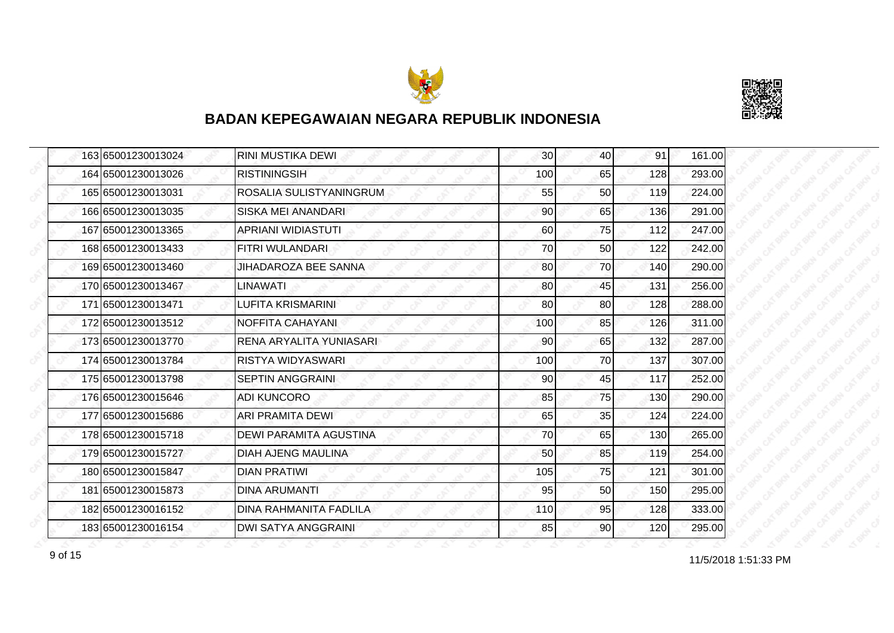## BADAN KEPEGAWAIAN NEGARA REPUBLIK INDONESIA

| | | | | | | |
|---|---|---|---|---|---|---|
| 163 | 65001230013024 | RINI MUSTIKA DEWI | 30 | 40 | 91 | 161.00 |
| 164 | 65001230013026 | RISTININGSIH | 100 | 65 | 128 | 293.00 |
| 165 | 65001230013031 | ROSALIA SULISTYANINGRUM | 55 | 50 | 119 | 224.00 |
| 166 | 65001230013035 | SISKA MEI ANANDARI | 90 | 65 | 136 | 291.00 |
| 167 | 65001230013365 | APRIANI WIDIASTUTI | 60 | 75 | 112 | 247.00 |
| 168 | 65001230013433 | FITRI WULANDARI | 70 | 50 | 122 | 242.00 |
| 169 | 65001230013460 | JIHADAROZA BEE SANNA | 80 | 70 | 140 | 290.00 |
| 170 | 65001230013467 | LINAWATI | 80 | 45 | 131 | 256.00 |
| 171 | 65001230013471 | LUFITA KRISMARINI | 80 | 80 | 128 | 288.00 |
| 172 | 65001230013512 | NOFFITA CAHAYANI | 100 | 85 | 126 | 311.00 |
| 173 | 65001230013770 | RENA ARYALITA YUNIASARI | 90 | 65 | 132 | 287.00 |
| 174 | 65001230013784 | RISTYA WIDYASWARI | 100 | 70 | 137 | 307.00 |
| 175 | 65001230013798 | SEPTIN ANGGRAINI | 90 | 45 | 117 | 252.00 |
| 176 | 65001230015646 | ADI KUNCORO | 85 | 75 | 130 | 290.00 |
| 177 | 65001230015686 | ARI PRAMITA DEWI | 65 | 35 | 124 | 224.00 |
| 178 | 65001230015718 | DEWI PARAMITA AGUSTINA | 70 | 65 | 130 | 265.00 |
| 179 | 65001230015727 | DIAH AJENG MAULINA | 50 | 85 | 119 | 254.00 |
| 180 | 65001230015847 | DIAN PRATIWI | 105 | 75 | 121 | 301.00 |
| 181 | 65001230015873 | DINA ARUMANTI | 95 | 50 | 150 | 295.00 |
| 182 | 65001230016152 | DINA RAHMANITA FADLILA | 110 | 95 | 128 | 333.00 |
| 183 | 65001230016154 | DWI SATYA ANGGRAINI | 85 | 90 | 120 | 295.00 |

11/5/2018 1:51:33 PM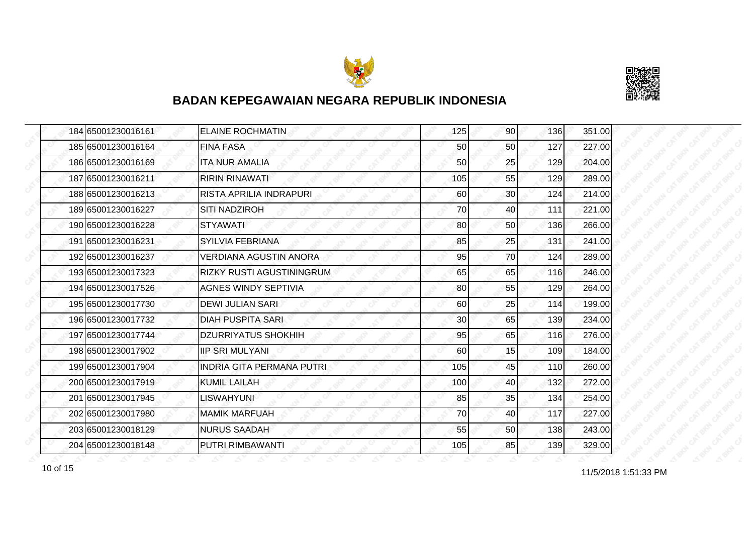## BADAN KEPEGAWAIAN NEGARA REPUBLIK INDONESIA

| | | | | | | |
|---|---|---|---|---|---|---|
| 184 | 65001230016161 | ELAINE ROCHMATIN | 125 | 90 | 136 | 351.00 |
| 185 | 65001230016164 | FINA FASA | 50 | 50 | 127 | 227.00 |
| 186 | 65001230016169 | ITA NUR AMALIA | 50 | 25 | 129 | 204.00 |
| 187 | 65001230016211 | RIRIN RINAWATI | 105 | 55 | 129 | 289.00 |
| 188 | 65001230016213 | RISTA APRILIA INDRAPURI | 60 | 30 | 124 | 214.00 |
| 189 | 65001230016227 | SITI NADZIROH | 70 | 40 | 111 | 221.00 |
| 190 | 65001230016228 | STYAWATI | 80 | 50 | 136 | 266.00 |
| 191 | 65001230016231 | SYILVIA FEBRIANA | 85 | 25 | 131 | 241.00 |
| 192 | 65001230016237 | VERDIANA AGUSTIN ANORA | 95 | 70 | 124 | 289.00 |
| 193 | 65001230017323 | RIZKY RUSTI AGUSTININGRUM | 65 | 65 | 116 | 246.00 |
| 194 | 65001230017526 | AGNES WINDY SEPTIVIA | 80 | 55 | 129 | 264.00 |
| 195 | 65001230017730 | DEWI JULIAN SARI | 60 | 25 | 114 | 199.00 |
| 196 | 65001230017732 | DIAH PUSPITA SARI | 30 | 65 | 139 | 234.00 |
| 197 | 65001230017744 | DZURRIYATUS SHOKHIH | 95 | 65 | 116 | 276.00 |
| 198 | 65001230017902 | IIP SRI MULYANI | 60 | 15 | 109 | 184.00 |
| 199 | 65001230017904 | INDRIA GITA PERMANA PUTRI | 105 | 45 | 110 | 260.00 |
| 200 | 65001230017919 | KUMIL LAILAH | 100 | 40 | 132 | 272.00 |
| 201 | 65001230017945 | LISWAHYUNI | 85 | 35 | 134 | 254.00 |
| 202 | 65001230017980 | MAMIK MARFUAH | 70 | 40 | 117 | 227.00 |
| 203 | 65001230018129 | NURUS SAADAH | 55 | 50 | 138 | 243.00 |
| 204 | 65001230018148 | PUTRI RIMBAWANTI | 105 | 85 | 139 | 329.00 |

11/5/2018 1:51:33 PM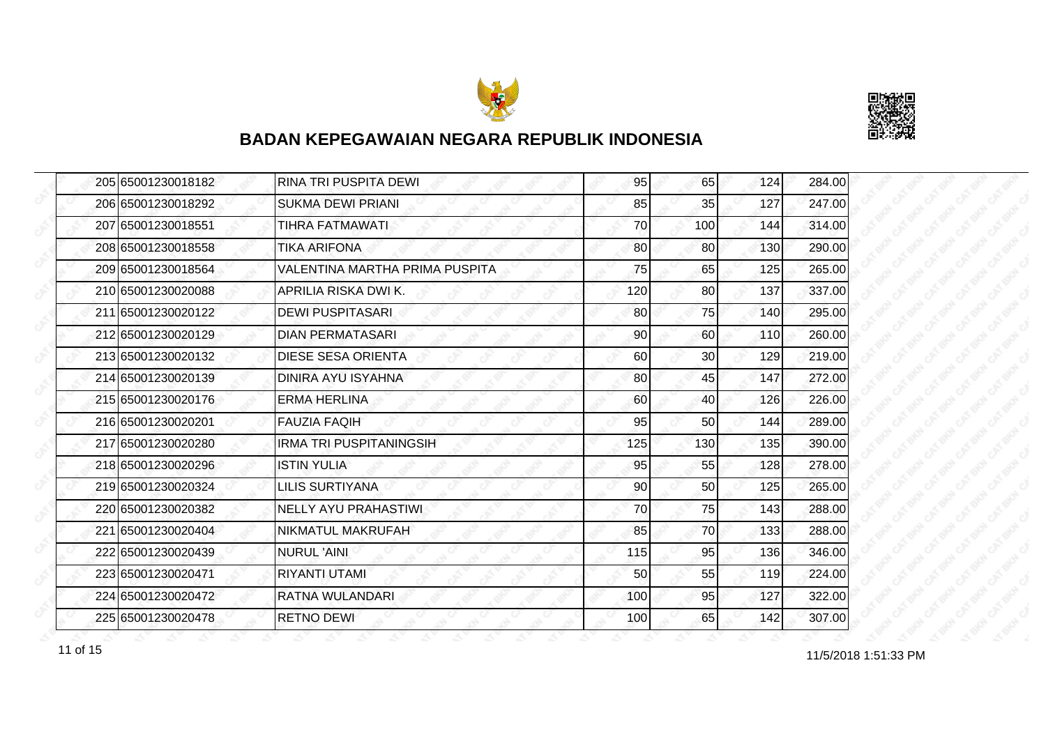## BADAN KEPEGAWAIAN NEGARA REPUBLIK INDONESIA

| | | | | | | |
|---|---|---|---|---|---|---|
| 205 | 65001230018182 | RINA TRI PUSPITA DEWI | 95 | 65 | 124 | 284.00 |
| 206 | 65001230018292 | SUKMA DEWI PRIANI | 85 | 35 | 127 | 247.00 |
| 207 | 65001230018551 | TIHRA FATMAWATI | 70 | 100 | 144 | 314.00 |
| 208 | 65001230018558 | TIKA ARIFONA | 80 | 80 | 130 | 290.00 |
| 209 | 65001230018564 | VALENTINA MARTHA PRIMA PUSPITA | 75 | 65 | 125 | 265.00 |
| 210 | 65001230020088 | APRILIA RISKA DWI K. | 120 | 80 | 137 | 337.00 |
| 211 | 65001230020122 | DEWI PUSPITASARI | 80 | 75 | 140 | 295.00 |
| 212 | 65001230020129 | DIAN PERMATASARI | 90 | 60 | 110 | 260.00 |
| 213 | 65001230020132 | DIESE SESA ORIENTA | 60 | 30 | 129 | 219.00 |
| 214 | 65001230020139 | DINIRA AYU ISYAHNA | 80 | 45 | 147 | 272.00 |
| 215 | 65001230020176 | ERMA HERLINA | 60 | 40 | 126 | 226.00 |
| 216 | 65001230020201 | FAUZIA FAQIH | 95 | 50 | 144 | 289.00 |
| 217 | 65001230020280 | IRMA TRI PUSPITANINGSIH | 125 | 130 | 135 | 390.00 |
| 218 | 65001230020296 | ISTIN YULIA | 95 | 55 | 128 | 278.00 |
| 219 | 65001230020324 | LILIS SURTIYANA | 90 | 50 | 125 | 265.00 |
| 220 | 65001230020382 | NELLY AYU PRAHASTIWI | 70 | 75 | 143 | 288.00 |
| 221 | 65001230020404 | NIKMATUL MAKRUFAH | 85 | 70 | 133 | 288.00 |
| 222 | 65001230020439 | NURUL 'AINI | 115 | 95 | 136 | 346.00 |
| 223 | 65001230020471 | RIYANTI UTAMI | 50 | 55 | 119 | 224.00 |
| 224 | 65001230020472 | RATNA WULANDARI | 100 | 95 | 127 | 322.00 |
| 225 | 65001230020478 | RETNO DEWI | 100 | 65 | 142 | 307.00 |

11/5/2018 1:51:33 PM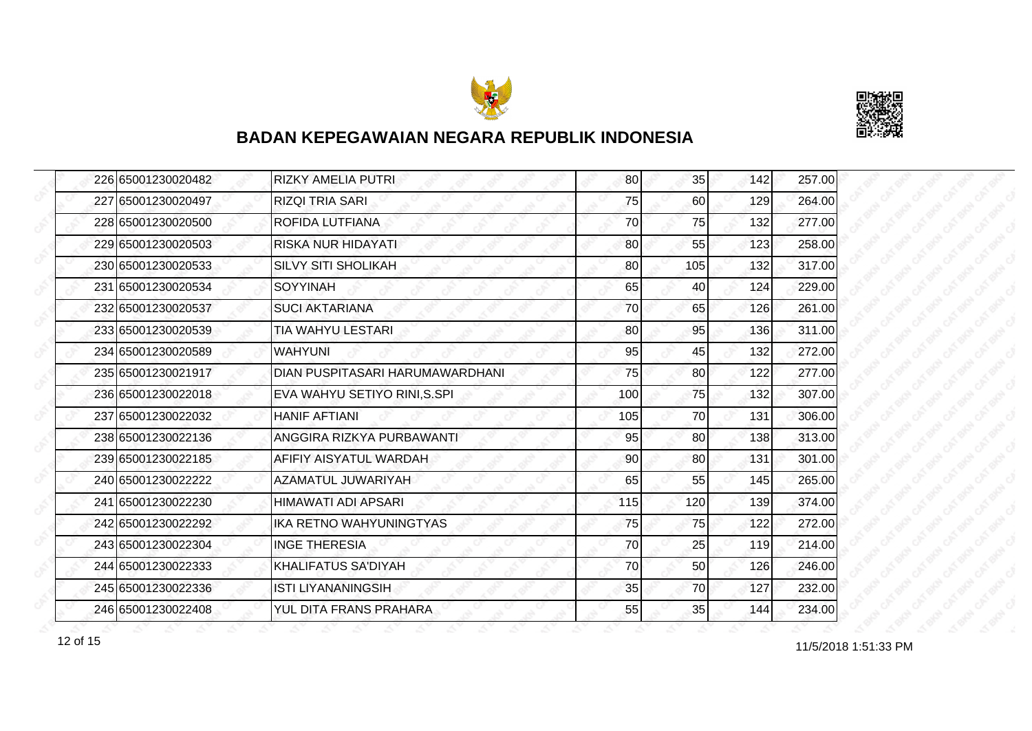## BADAN KEPEGAWAIAN NEGARA REPUBLIK INDONESIA

| | | | | | | |
|---|---|---|---|---|---|---|
| 226 | 65001230020482 | RIZKY AMELIA PUTRI | 80 | 35 | 142 | 257.00 |
| 227 | 65001230020497 | RIZQI TRIA SARI | 75 | 60 | 129 | 264.00 |
| 228 | 65001230020500 | ROFIDA LUTFIANA | 70 | 75 | 132 | 277.00 |
| 229 | 65001230020503 | RISKA NUR HIDAYATI | 80 | 55 | 123 | 258.00 |
| 230 | 65001230020533 | SILVY SITI SHOLIKAH | 80 | 105 | 132 | 317.00 |
| 231 | 65001230020534 | SOYYINAH | 65 | 40 | 124 | 229.00 |
| 232 | 65001230020537 | SUCI AKTARIANA | 70 | 65 | 126 | 261.00 |
| 233 | 65001230020539 | TIA WAHYU LESTARI | 80 | 95 | 136 | 311.00 |
| 234 | 65001230020589 | WAHYUNI | 95 | 45 | 132 | 272.00 |
| 235 | 65001230021917 | DIAN PUSPITASARI HARUMAWARDHANI | 75 | 80 | 122 | 277.00 |
| 236 | 65001230022018 | EVA WAHYU SETIYO RINI,S.SPI | 100 | 75 | 132 | 307.00 |
| 237 | 65001230022032 | HANIF AFTIANI | 105 | 70 | 131 | 306.00 |
| 238 | 65001230022136 | ANGGIRA RIZKYA PURBAWANTI | 95 | 80 | 138 | 313.00 |
| 239 | 65001230022185 | AFIFIY AISYATUL WARDAH | 90 | 80 | 131 | 301.00 |
| 240 | 65001230022222 | AZAMATUL JUWARIYAH | 65 | 55 | 145 | 265.00 |
| 241 | 65001230022230 | HIMAWATI ADI APSARI | 115 | 120 | 139 | 374.00 |
| 242 | 65001230022292 | IKA RETNO WAHYUNINGTYAS | 75 | 75 | 122 | 272.00 |
| 243 | 65001230022304 | INGE THERESIA | 70 | 25 | 119 | 214.00 |
| 244 | 65001230022333 | KHALIFATUS SA'DIYAH | 70 | 50 | 126 | 246.00 |
| 245 | 65001230022336 | ISTI LIYANANINGSIH | 35 | 70 | 127 | 232.00 |
| 246 | 65001230022408 | YUL DITA FRANS PRAHARA | 55 | 35 | 144 | 234.00 |

11/5/2018 1:51:33 PM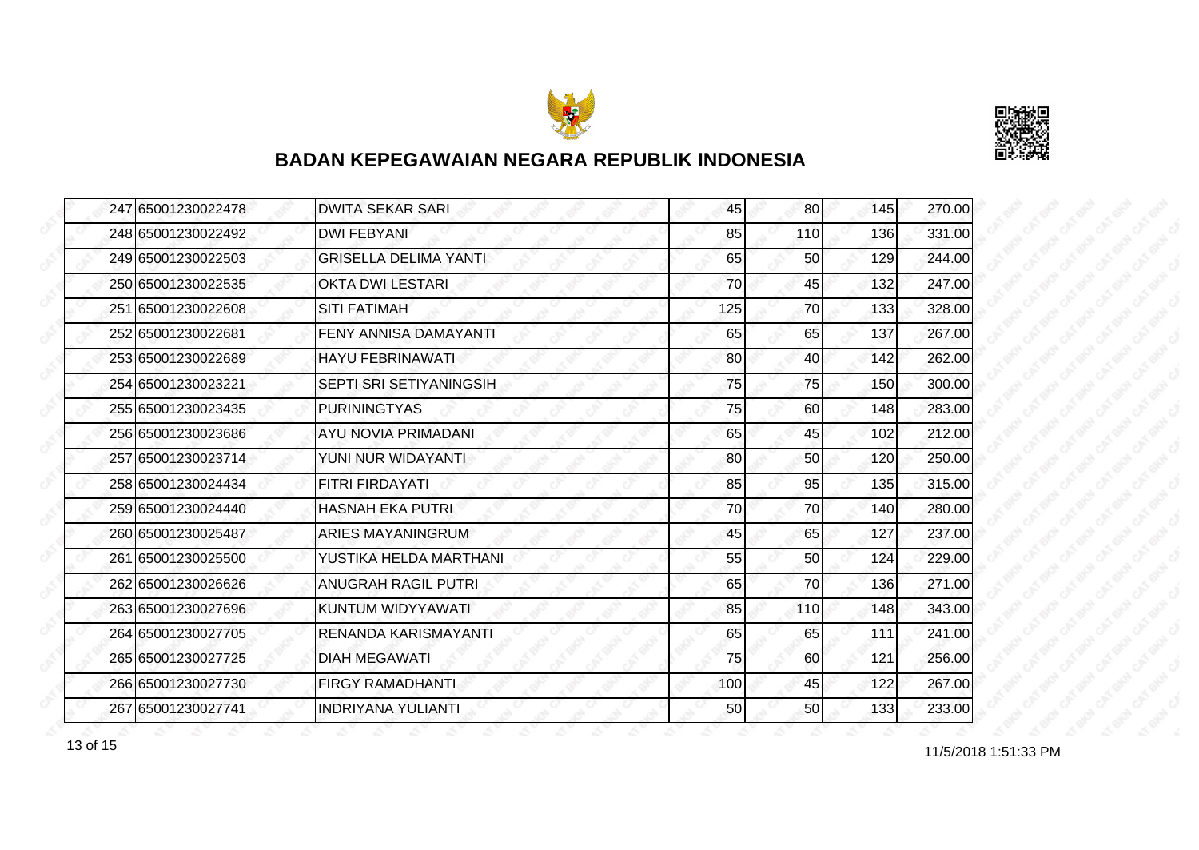## BADAN KEPEGAWAIAN NEGARA REPUBLIK INDONESIA

| | | | | | | |
|---|---|---|---|---|---|---|
| 247 | 65001230022478 | DWITA SEKAR SARI | 45 | 80 | 145 | 270.00 |
| 248 | 65001230022492 | DWI FEBYANI | 85 | 110 | 136 | 331.00 |
| 249 | 65001230022503 | GRISELLA DELIMA YANTI | 65 | 50 | 129 | 244.00 |
| 250 | 65001230022535 | OKTA DWI LESTARI | 70 | 45 | 132 | 247.00 |
| 251 | 65001230022608 | SITI FATIMAH | 125 | 70 | 133 | 328.00 |
| 252 | 65001230022681 | FENY ANNISA DAMAYANTI | 65 | 65 | 137 | 267.00 |
| 253 | 65001230022689 | HAYU FEBRINAWATI | 80 | 40 | 142 | 262.00 |
| 254 | 65001230023221 | SEPTI SRI SETIYANINGSIH | 75 | 75 | 150 | 300.00 |
| 255 | 65001230023435 | PURININGTYAS | 75 | 60 | 148 | 283.00 |
| 256 | 65001230023686 | AYU NOVIA PRIMADANI | 65 | 45 | 102 | 212.00 |
| 257 | 65001230023714 | YUNI NUR WIDAYANTI | 80 | 50 | 120 | 250.00 |
| 258 | 65001230024434 | FITRI FIRDAYATI | 85 | 95 | 135 | 315.00 |
| 259 | 65001230024440 | HASNAH EKA PUTRI | 70 | 70 | 140 | 280.00 |
| 260 | 65001230025487 | ARIES MAYANINGRUM | 45 | 65 | 127 | 237.00 |
| 261 | 65001230025500 | YUSTIKA HELDA MARTHANI | 55 | 50 | 124 | 229.00 |
| 262 | 65001230026626 | ANUGRAH RAGIL PUTRI | 65 | 70 | 136 | 271.00 |
| 263 | 65001230027696 | KUNTUM WIDYYAWATI | 85 | 110 | 148 | 343.00 |
| 264 | 65001230027705 | RENANDA KARISMAYANTI | 65 | 65 | 111 | 241.00 |
| 265 | 65001230027725 | DIAH MEGAWATI | 75 | 60 | 121 | 256.00 |
| 266 | 65001230027730 | FIRGY RAMADHANTI | 100 | 45 | 122 | 267.00 |
| 267 | 65001230027741 | INDRIYANA YULIANTI | 50 | 50 | 133 | 233.00 |

11/5/2018 1:51:33 PM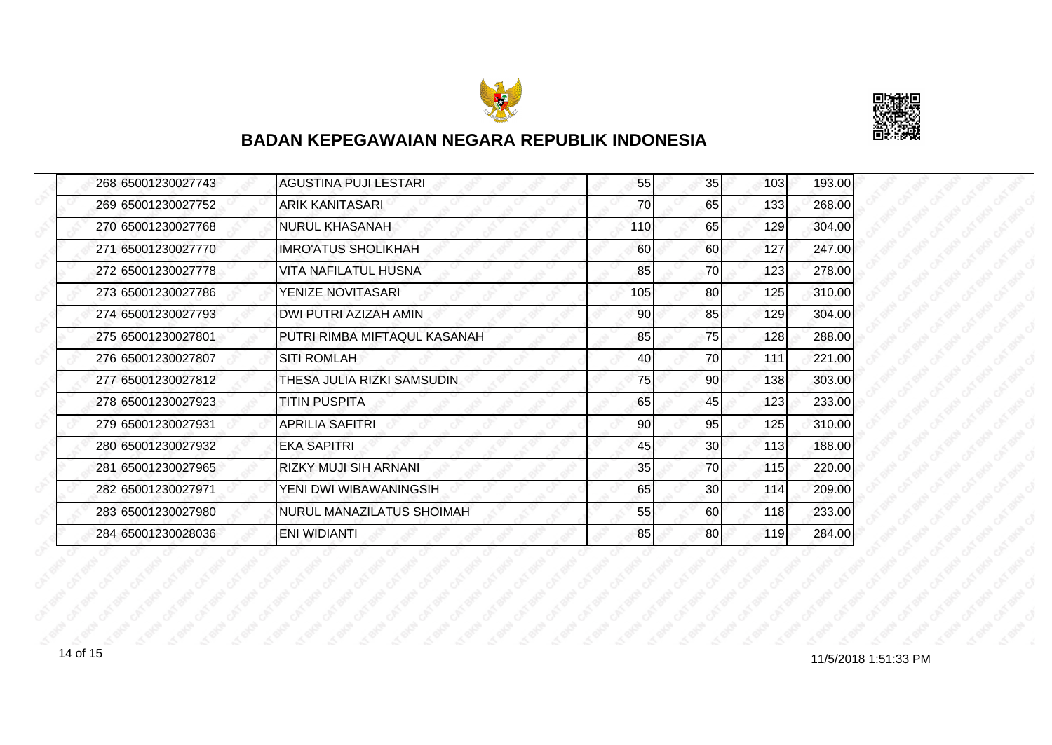## BADAN KEPEGAWAIAN NEGARA REPUBLIK INDONESIA

| | | | | | | |
|---|---|---|---|---|---|---|
| 268 | 65001230027743 | AGUSTINA PUJI LESTARI | 55 | 35 | 103 | 193.00 |
| 269 | 65001230027752 | ARIK KANITASARI | 70 | 65 | 133 | 268.00 |
| 270 | 65001230027768 | NURUL KHASANAH | 110 | 65 | 129 | 304.00 |
| 271 | 65001230027770 | IMRO'ATUS SHOLIKHAH | 60 | 60 | 127 | 247.00 |
| 272 | 65001230027778 | VITA NAFILATUL HUSNA | 85 | 70 | 123 | 278.00 |
| 273 | 65001230027786 | YENIZE NOVITASARI | 105 | 80 | 125 | 310.00 |
| 274 | 65001230027793 | DWI PUTRI AZIZAH AMIN | 90 | 85 | 129 | 304.00 |
| 275 | 65001230027801 | PUTRI RIMBA MIFTAQUL KASANAH | 85 | 75 | 128 | 288.00 |
| 276 | 65001230027807 | SITI ROMLAH | 40 | 70 | 111 | 221.00 |
| 277 | 65001230027812 | THESA JULIA RIZKI SAMSUDIN | 75 | 90 | 138 | 303.00 |
| 278 | 65001230027923 | TITIN PUSPITA | 65 | 45 | 123 | 233.00 |
| 279 | 65001230027931 | APRILIA SAFITRI | 90 | 95 | 125 | 310.00 |
| 280 | 65001230027932 | EKA SAPITRI | 45 | 30 | 113 | 188.00 |
| 281 | 65001230027965 | RIZKY MUJI SIH ARNANI | 35 | 70 | 115 | 220.00 |
| 282 | 65001230027971 | YENI DWI WIBAWANINGSIH | 65 | 30 | 114 | 209.00 |
| 283 | 65001230027980 | NURUL MANAZILATUS SHOIMAH | 55 | 60 | 118 | 233.00 |
| 284 | 65001230028036 | ENI WIDIANTI | 85 | 80 | 119 | 284.00 |

11/5/2018 1:51:33 PM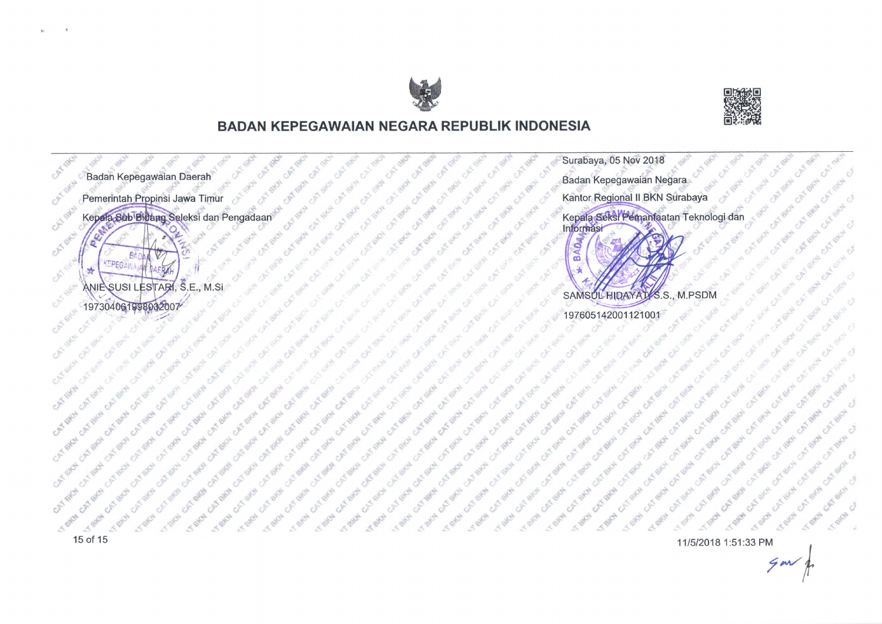## BADAN KEPEGAWAIAN NEGARA REPUBLIK INDONESIA

Surabaya, 05 Nov 2018

Badan Kepegawaian Daerah

Pemerintah Propinsi Jawa Timur

Kepala Sub Bidang Seleksi dan Pengadaan

ANIE SUSI LESTARI, S.E., M.Si

197304061998032007

Badan Kepegawaian Negara

Kantor Regional II BKN Surabaya

Kepala Seksi Pemanfaatan Teknologi dan Informasi

SAMSUL HIDAYAT, S.S., M.PSDM

197605142001121001

11/5/2018 1:51:33 PM